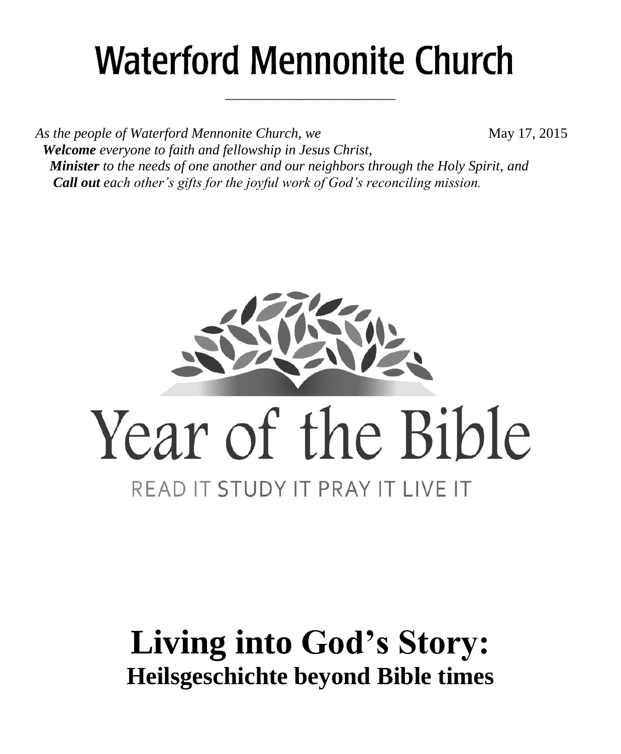# Waterford Mennonite Church

*As the people of Waterford Mennonite Church, we* May 17, 2015

***Welcome** everyone to faith and fellowship in Jesus Christ,*
***Minister** to the needs of one another and our neighbors through the Holy Spirit, and*
***Call out** each other's gifts for the joyful work of God's reconciling mission.*

Year of the Bible

READ IT STUDY IT PRAY IT LIVE IT

# Living into God's Story:
## Heilsgeschichte beyond Bible times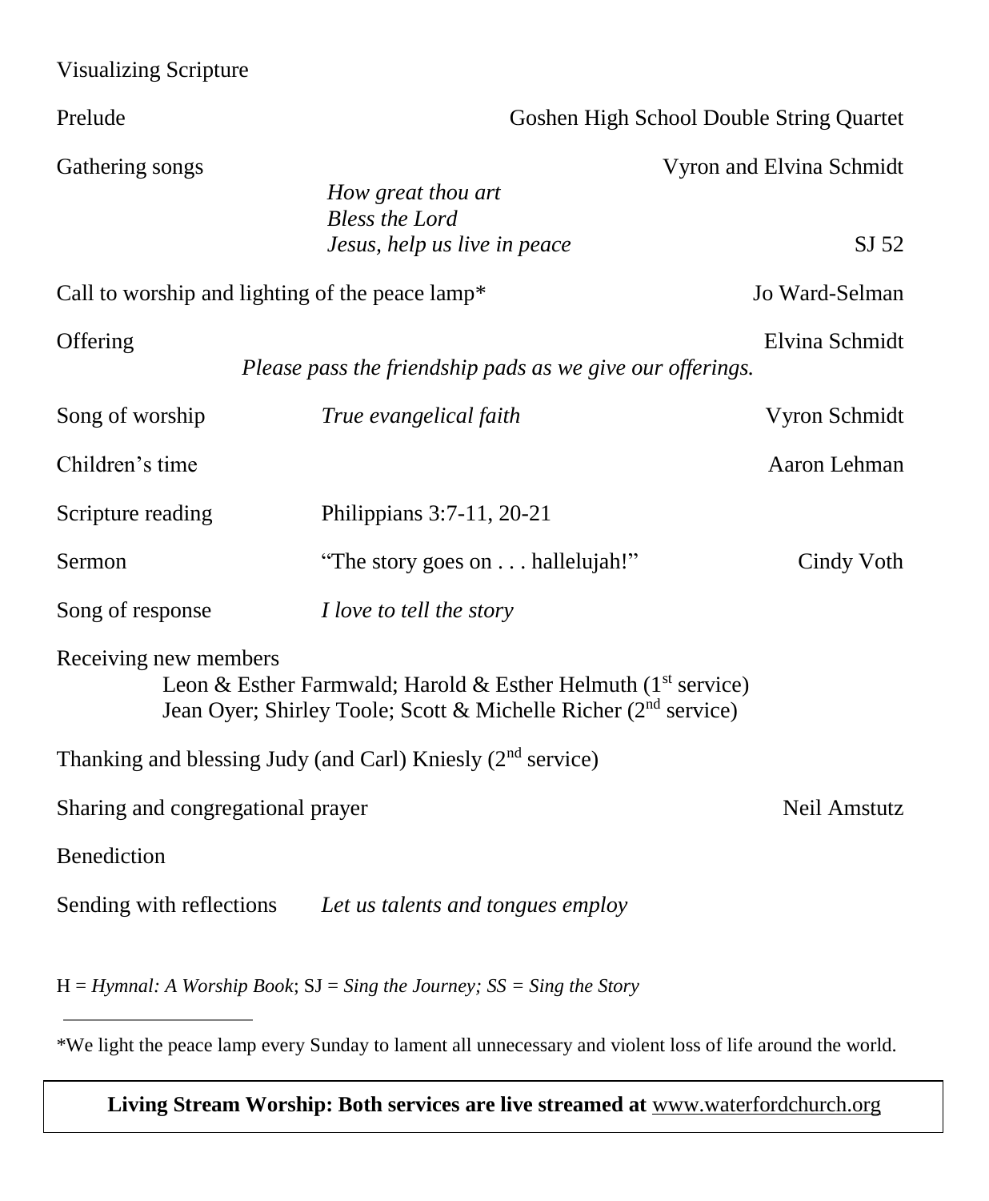Visualizing Scripture

Prelude — Goshen High School Double String Quartet

Gathering songs — Vyron and Elvina Schmidt

*How great thou art*
*Bless the Lord*
*Jesus, help us live in peace* — SJ 52

Call to worship and lighting of the peace lamp* — Jo Ward-Selman

Offering — Elvina Schmidt

*Please pass the friendship pads as we give our offerings.*

Song of worship — *True evangelical faith* — Vyron Schmidt

Children's time — Aaron Lehman

Scripture reading — Philippians 3:7-11, 20-21

Sermon — "The story goes on . . . hallelujah!" — Cindy Voth

Song of response — *I love to tell the story*

Receiving new members

Leon & Esther Farmwald; Harold & Esther Helmuth (1st service)
Jean Oyer; Shirley Toole; Scott & Michelle Richer (2nd service)

Thanking and blessing Judy (and Carl) Kniesly (2nd service)

Sharing and congregational prayer — Neil Amstutz

Benediction

Sending with reflections — *Let us talents and tongues employ*

H = *Hymnal: A Worship Book*; SJ = *Sing the Journey; SS = Sing the Story*

---

*We light the peace lamp every Sunday to lament all unnecessary and violent loss of life around the world.

**Living Stream Worship: Both services are live streamed at** www.waterfordchurch.org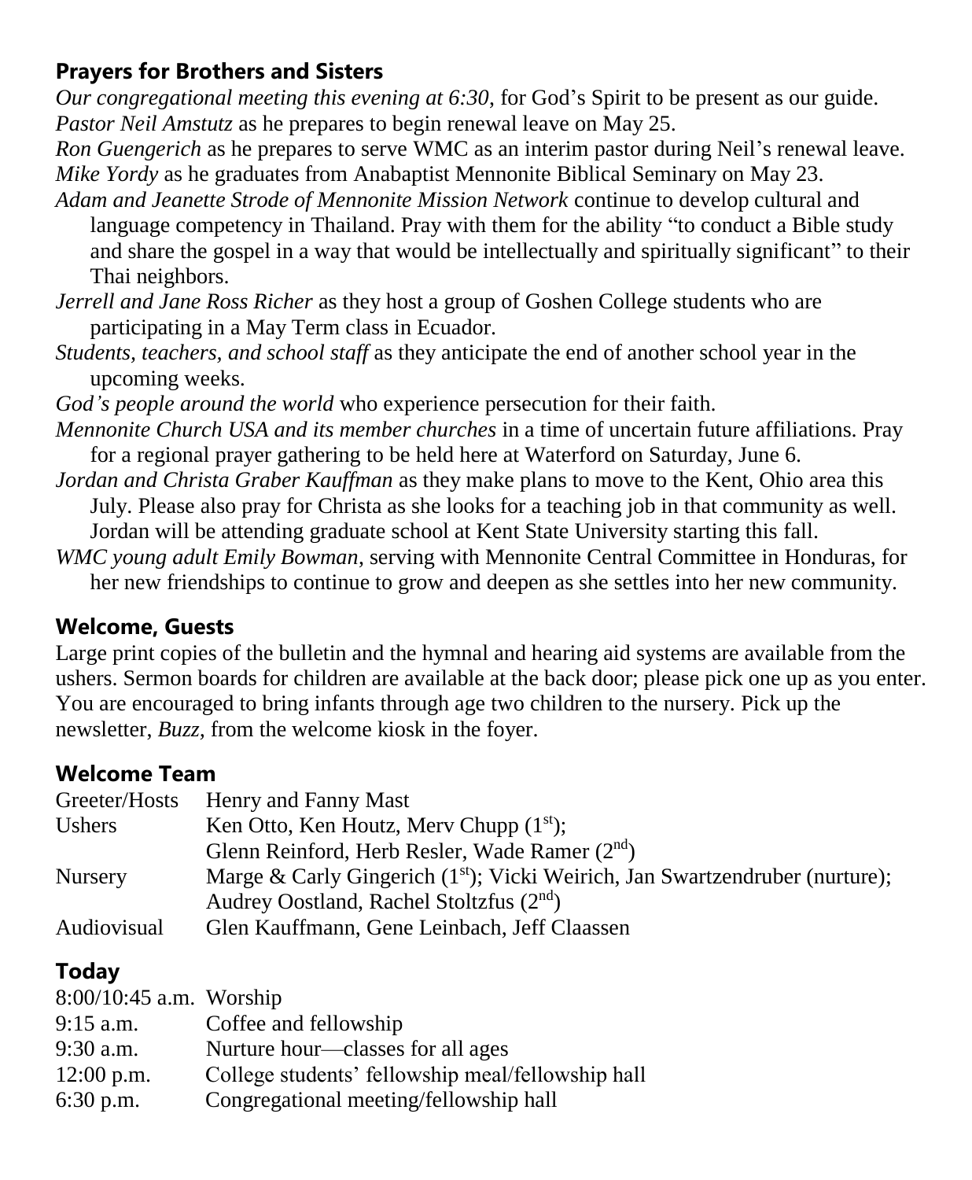## Prayers for Brothers and Sisters

*Our congregational meeting this evening at 6:30,* for God's Spirit to be present as our guide.

*Pastor Neil Amstutz* as he prepares to begin renewal leave on May 25.

*Ron Guengerich* as he prepares to serve WMC as an interim pastor during Neil's renewal leave.

*Mike Yordy* as he graduates from Anabaptist Mennonite Biblical Seminary on May 23.

*Adam and Jeanette Strode of Mennonite Mission Network* continue to develop cultural and language competency in Thailand. Pray with them for the ability "to conduct a Bible study and share the gospel in a way that would be intellectually and spiritually significant" to their Thai neighbors.

*Jerrell and Jane Ross Richer* as they host a group of Goshen College students who are participating in a May Term class in Ecuador.

*Students, teachers, and school staff* as they anticipate the end of another school year in the upcoming weeks.

*God's people around the world* who experience persecution for their faith.

*Mennonite Church USA and its member churches* in a time of uncertain future affiliations. Pray for a regional prayer gathering to be held here at Waterford on Saturday, June 6.

*Jordan and Christa Graber Kauffman* as they make plans to move to the Kent, Ohio area this July. Please also pray for Christa as she looks for a teaching job in that community as well. Jordan will be attending graduate school at Kent State University starting this fall.

*WMC young adult Emily Bowman,* serving with Mennonite Central Committee in Honduras, for her new friendships to continue to grow and deepen as she settles into her new community.

## Welcome, Guests

Large print copies of the bulletin and the hymnal and hearing aid systems are available from the ushers. Sermon boards for children are available at the back door; please pick one up as you enter. You are encouraged to bring infants through age two children to the nursery. Pick up the newsletter, *Buzz,* from the welcome kiosk in the foyer.

## Welcome Team

| | |
|---|---|
| Greeter/Hosts | Henry and Fanny Mast |
| Ushers | Ken Otto, Ken Houtz, Merv Chupp (1st); Glenn Reinford, Herb Resler, Wade Ramer (2nd) |
| Nursery | Marge & Carly Gingerich (1st); Vicki Weirich, Jan Swartzendruber (nurture); Audrey Oostland, Rachel Stoltzfus (2nd) |
| Audiovisual | Glen Kauffmann, Gene Leinbach, Jeff Claassen |

## Today

| | |
|---|---|
| 8:00/10:45 a.m. | Worship |
| 9:15 a.m. | Coffee and fellowship |
| 9:30 a.m. | Nurture hour—classes for all ages |
| 12:00 p.m. | College students' fellowship meal/fellowship hall |
| 6:30 p.m. | Congregational meeting/fellowship hall |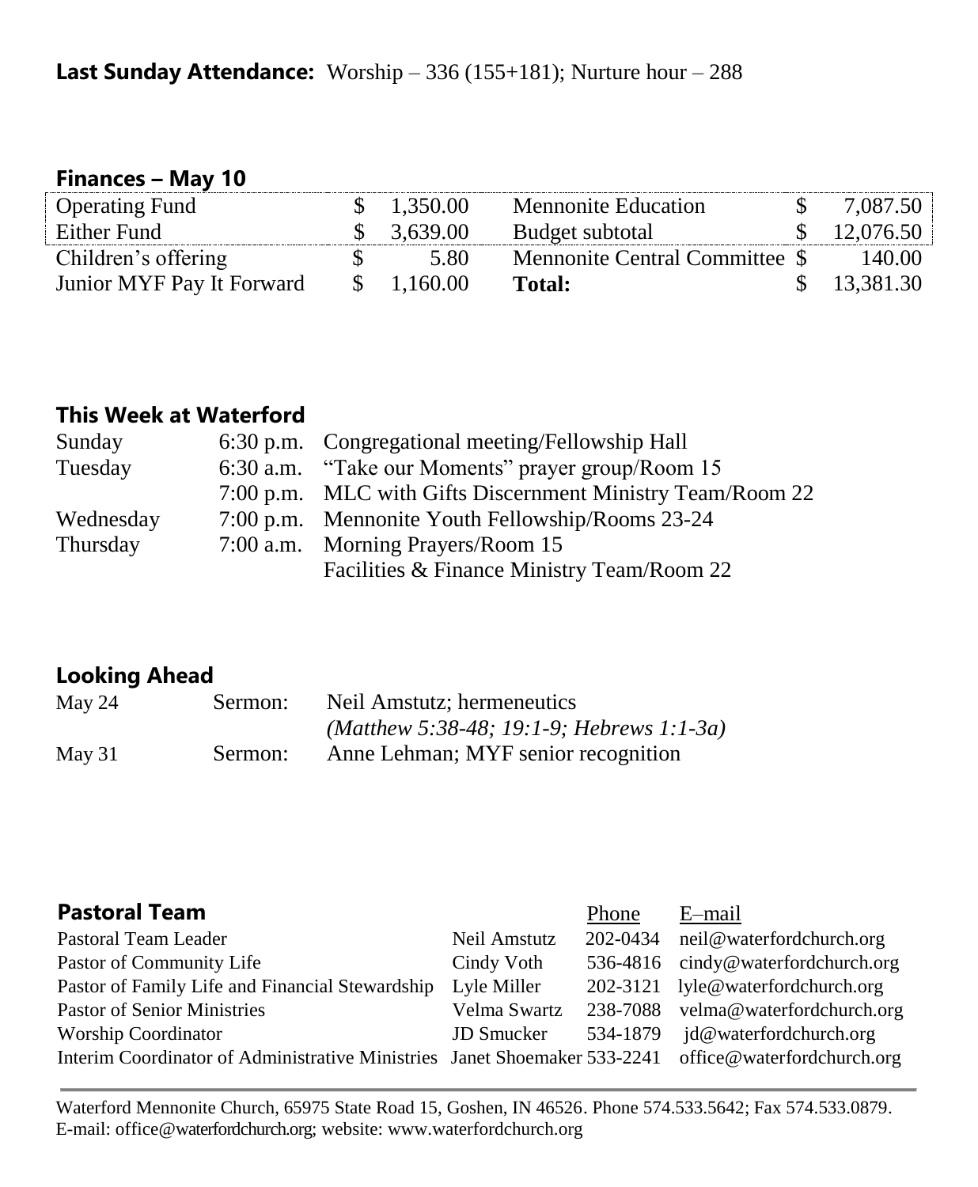**Last Sunday Attendance:** Worship – 336 (155+181); Nurture hour – 288

## Finances – May 10

| | | | |
|---|---|---|---|
| Operating Fund | $ 1,350.00 | Mennonite Education | $ 7,087.50 |
| Either Fund | $ 3,639.00 | Budget subtotal | $ 12,076.50 |
| Children's offering | $ 5.80 | Mennonite Central Committee | $ 140.00 |
| Junior MYF Pay It Forward | $ 1,160.00 | **Total:** | $ 13,381.30 |

## This Week at Waterford

| | | |
|---|---|---|
| Sunday | 6:30 p.m. | Congregational meeting/Fellowship Hall |
| Tuesday | 6:30 a.m. | "Take our Moments" prayer group/Room 15 |
| | 7:00 p.m. | MLC with Gifts Discernment Ministry Team/Room 22 |
| Wednesday | 7:00 p.m. | Mennonite Youth Fellowship/Rooms 23-24 |
| Thursday | 7:00 a.m. | Morning Prayers/Room 15 |
| | | Facilities & Finance Ministry Team/Room 22 |

## Looking Ahead

| | | |
|---|---|---|
| May 24 | Sermon: | Neil Amstutz; hermeneutics *(Matthew 5:38-48; 19:1-9; Hebrews 1:1-3a)* |
| May 31 | Sermon: | Anne Lehman; MYF senior recognition |

## Pastoral Team

| | | Phone | E–mail |
|---|---|---|---|
| Pastoral Team Leader | Neil Amstutz | 202-0434 | neil@waterfordchurch.org |
| Pastor of Community Life | Cindy Voth | 536-4816 | cindy@waterfordchurch.org |
| Pastor of Family Life and Financial Stewardship | Lyle Miller | 202-3121 | lyle@waterfordchurch.org |
| Pastor of Senior Ministries | Velma Swartz | 238-7088 | velma@waterfordchurch.org |
| Worship Coordinator | JD Smucker | 534-1879 | jd@waterfordchurch.org |
| Interim Coordinator of Administrative Ministries | Janet Shoemaker | 533-2241 | office@waterfordchurch.org |

Waterford Mennonite Church, 65975 State Road 15, Goshen, IN 46526. Phone 574.533.5642; Fax 574.533.0879. E-mail: office@waterfordchurch.org; website: www.waterfordchurch.org